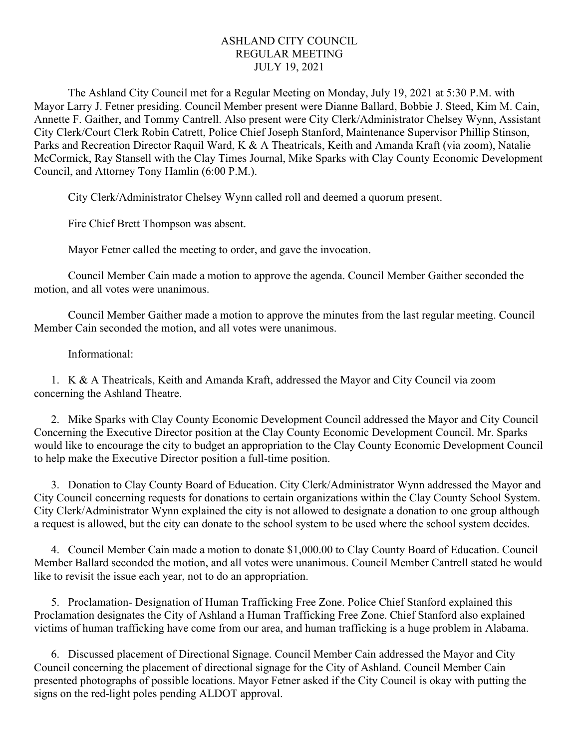# ASHLAND CITY COUNCIL
## REGULAR MEETING
## JULY 19, 2021

The Ashland City Council met for a Regular Meeting on Monday, July 19, 2021 at 5:30 P.M. with Mayor Larry J. Fetner presiding. Council Member present were Dianne Ballard, Bobbie J. Steed, Kim M. Cain, Annette F. Gaither, and Tommy Cantrell. Also present were City Clerk/Administrator Chelsey Wynn, Assistant City Clerk/Court Clerk Robin Catrett, Police Chief Joseph Stanford, Maintenance Supervisor Phillip Stinson, Parks and Recreation Director Raquil Ward, K & A Theatricals, Keith and Amanda Kraft (via zoom), Natalie McCormick, Ray Stansell with the Clay Times Journal, Mike Sparks with Clay County Economic Development Council, and Attorney Tony Hamlin (6:00 P.M.).

City Clerk/Administrator Chelsey Wynn called roll and deemed a quorum present.

Fire Chief Brett Thompson was absent.

Mayor Fetner called the meeting to order, and gave the invocation.

Council Member Cain made a motion to approve the agenda. Council Member Gaither seconded the motion, and all votes were unanimous.

Council Member Gaither made a motion to approve the minutes from the last regular meeting. Council Member Cain seconded the motion, and all votes were unanimous.

Informational:

1. K & A Theatricals, Keith and Amanda Kraft, addressed the Mayor and City Council via zoom concerning the Ashland Theatre.

2. Mike Sparks with Clay County Economic Development Council addressed the Mayor and City Council Concerning the Executive Director position at the Clay County Economic Development Council. Mr. Sparks would like to encourage the city to budget an appropriation to the Clay County Economic Development Council to help make the Executive Director position a full-time position.

3. Donation to Clay County Board of Education. City Clerk/Administrator Wynn addressed the Mayor and City Council concerning requests for donations to certain organizations within the Clay County School System. City Clerk/Administrator Wynn explained the city is not allowed to designate a donation to one group although a request is allowed, but the city can donate to the school system to be used where the school system decides.

4. Council Member Cain made a motion to donate $1,000.00 to Clay County Board of Education. Council Member Ballard seconded the motion, and all votes were unanimous. Council Member Cantrell stated he would like to revisit the issue each year, not to do an appropriation.

5. Proclamation- Designation of Human Trafficking Free Zone. Police Chief Stanford explained this Proclamation designates the City of Ashland a Human Trafficking Free Zone. Chief Stanford also explained victims of human trafficking have come from our area, and human trafficking is a huge problem in Alabama.

6. Discussed placement of Directional Signage. Council Member Cain addressed the Mayor and City Council concerning the placement of directional signage for the City of Ashland. Council Member Cain presented photographs of possible locations. Mayor Fetner asked if the City Council is okay with putting the signs on the red-light poles pending ALDOT approval.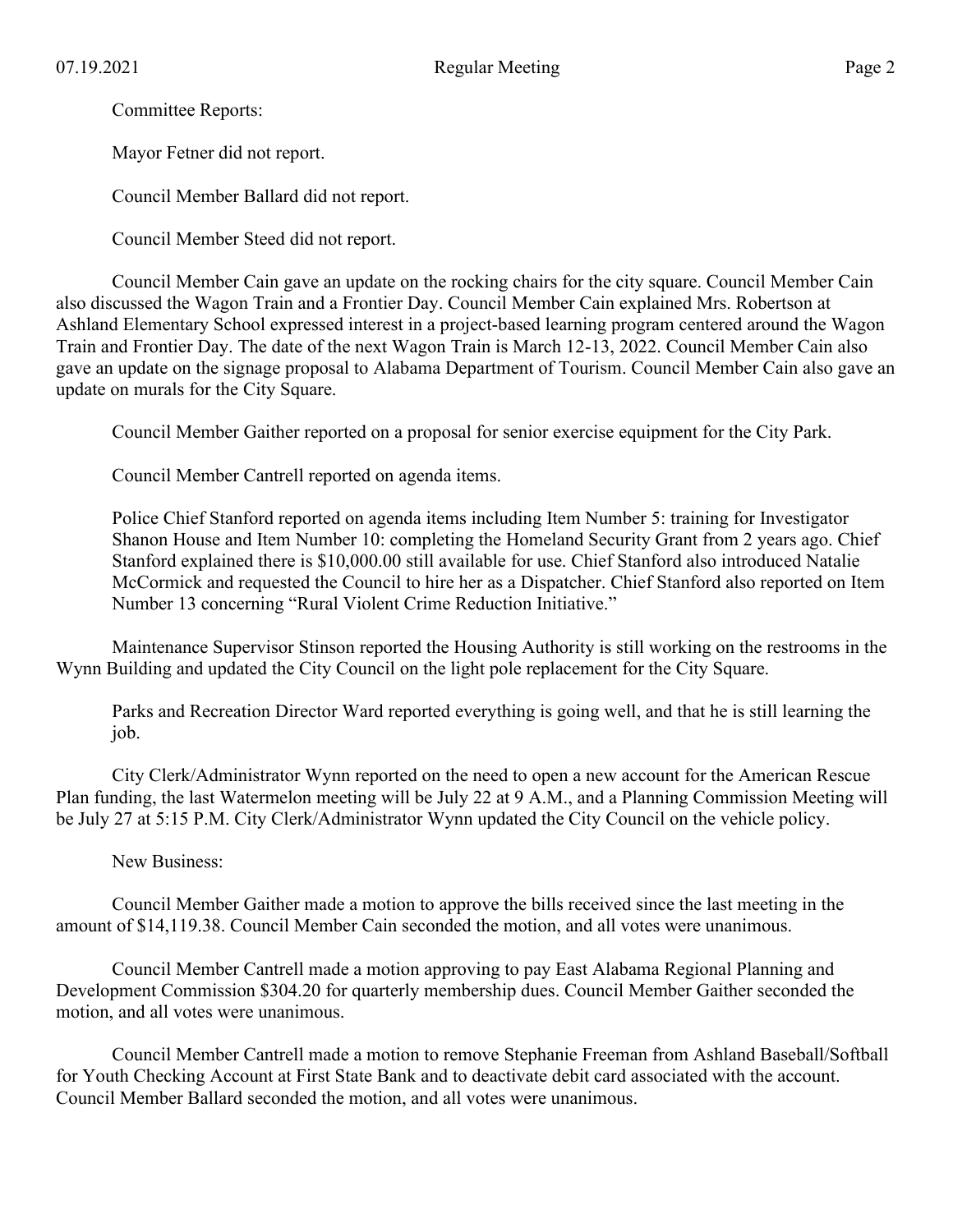Committee Reports:

Mayor Fetner did not report.

Council Member Ballard did not report.

Council Member Steed did not report.

Council Member Cain gave an update on the rocking chairs for the city square. Council Member Cain also discussed the Wagon Train and a Frontier Day. Council Member Cain explained Mrs. Robertson at Ashland Elementary School expressed interest in a project-based learning program centered around the Wagon Train and Frontier Day. The date of the next Wagon Train is March 12-13, 2022. Council Member Cain also gave an update on the signage proposal to Alabama Department of Tourism. Council Member Cain also gave an update on murals for the City Square.

Council Member Gaither reported on a proposal for senior exercise equipment for the City Park.

Council Member Cantrell reported on agenda items.

Police Chief Stanford reported on agenda items including Item Number 5: training for Investigator Shanon House and Item Number 10: completing the Homeland Security Grant from 2 years ago. Chief Stanford explained there is $10,000.00 still available for use. Chief Stanford also introduced Natalie McCormick and requested the Council to hire her as a Dispatcher. Chief Stanford also reported on Item Number 13 concerning "Rural Violent Crime Reduction Initiative."

Maintenance Supervisor Stinson reported the Housing Authority is still working on the restrooms in the Wynn Building and updated the City Council on the light pole replacement for the City Square.

Parks and Recreation Director Ward reported everything is going well, and that he is still learning the job.

City Clerk/Administrator Wynn reported on the need to open a new account for the American Rescue Plan funding, the last Watermelon meeting will be July 22 at 9 A.M., and a Planning Commission Meeting will be July 27 at 5:15 P.M. City Clerk/Administrator Wynn updated the City Council on the vehicle policy.

New Business:

Council Member Gaither made a motion to approve the bills received since the last meeting in the amount of $14,119.38. Council Member Cain seconded the motion, and all votes were unanimous.

Council Member Cantrell made a motion approving to pay East Alabama Regional Planning and Development Commission $304.20 for quarterly membership dues. Council Member Gaither seconded the motion, and all votes were unanimous.

Council Member Cantrell made a motion to remove Stephanie Freeman from Ashland Baseball/Softball for Youth Checking Account at First State Bank and to deactivate debit card associated with the account. Council Member Ballard seconded the motion, and all votes were unanimous.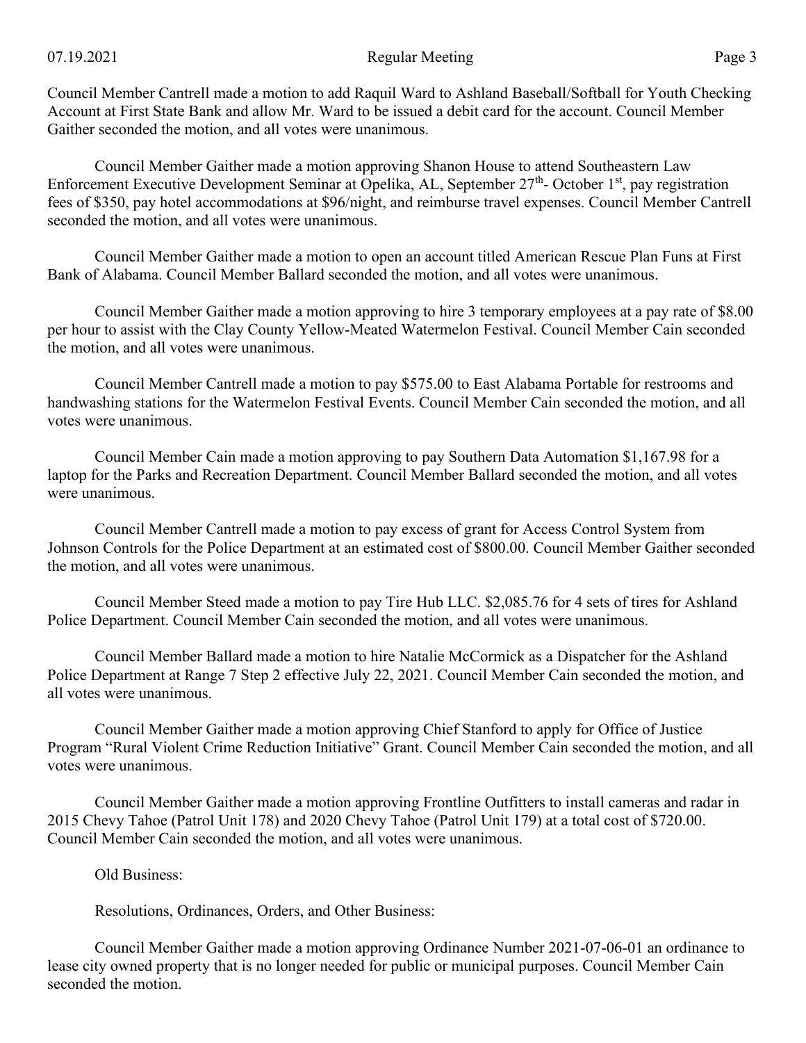Council Member Cantrell made a motion to add Raquil Ward to Ashland Baseball/Softball for Youth Checking Account at First State Bank and allow Mr. Ward to be issued a debit card for the account. Council Member Gaither seconded the motion, and all votes were unanimous.

Council Member Gaither made a motion approving Shanon House to attend Southeastern Law Enforcement Executive Development Seminar at Opelika, AL, September 27th- October 1st, pay registration fees of $350, pay hotel accommodations at $96/night, and reimburse travel expenses. Council Member Cantrell seconded the motion, and all votes were unanimous.

Council Member Gaither made a motion to open an account titled American Rescue Plan Funs at First Bank of Alabama. Council Member Ballard seconded the motion, and all votes were unanimous.

Council Member Gaither made a motion approving to hire 3 temporary employees at a pay rate of $8.00 per hour to assist with the Clay County Yellow-Meated Watermelon Festival. Council Member Cain seconded the motion, and all votes were unanimous.

Council Member Cantrell made a motion to pay $575.00 to East Alabama Portable for restrooms and handwashing stations for the Watermelon Festival Events. Council Member Cain seconded the motion, and all votes were unanimous.

Council Member Cain made a motion approving to pay Southern Data Automation $1,167.98 for a laptop for the Parks and Recreation Department. Council Member Ballard seconded the motion, and all votes were unanimous.

Council Member Cantrell made a motion to pay excess of grant for Access Control System from Johnson Controls for the Police Department at an estimated cost of $800.00. Council Member Gaither seconded the motion, and all votes were unanimous.

Council Member Steed made a motion to pay Tire Hub LLC. $2,085.76 for 4 sets of tires for Ashland Police Department. Council Member Cain seconded the motion, and all votes were unanimous.

Council Member Ballard made a motion to hire Natalie McCormick as a Dispatcher for the Ashland Police Department at Range 7 Step 2 effective July 22, 2021. Council Member Cain seconded the motion, and all votes were unanimous.

Council Member Gaither made a motion approving Chief Stanford to apply for Office of Justice Program "Rural Violent Crime Reduction Initiative" Grant. Council Member Cain seconded the motion, and all votes were unanimous.

Council Member Gaither made a motion approving Frontline Outfitters to install cameras and radar in 2015 Chevy Tahoe (Patrol Unit 178) and 2020 Chevy Tahoe (Patrol Unit 179) at a total cost of $720.00. Council Member Cain seconded the motion, and all votes were unanimous.

Old Business:

Resolutions, Ordinances, Orders, and Other Business:

Council Member Gaither made a motion approving Ordinance Number 2021-07-06-01 an ordinance to lease city owned property that is no longer needed for public or municipal purposes. Council Member Cain seconded the motion.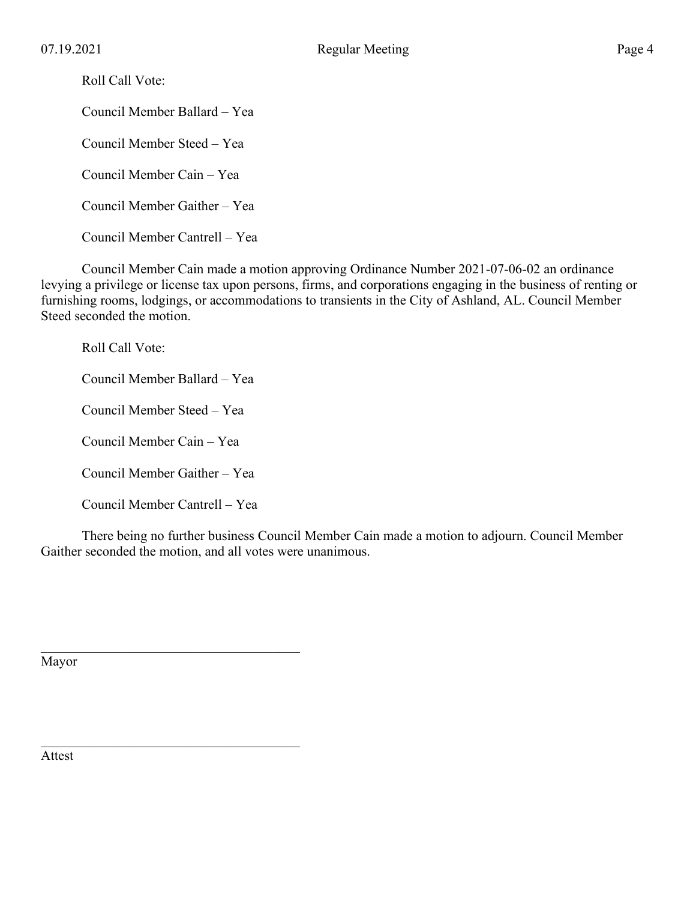Roll Call Vote:

Council Member Ballard – Yea

Council Member Steed – Yea

Council Member Cain – Yea

Council Member Gaither – Yea

Council Member Cantrell – Yea

Council Member Cain made a motion approving Ordinance Number 2021-07-06-02 an ordinance levying a privilege or license tax upon persons, firms, and corporations engaging in the business of renting or furnishing rooms, lodgings, or accommodations to transients in the City of Ashland, AL. Council Member Steed seconded the motion.

Roll Call Vote:

Council Member Ballard – Yea

Council Member Steed – Yea

Council Member Cain – Yea

Council Member Gaither – Yea

Council Member Cantrell – Yea

There being no further business Council Member Cain made a motion to adjourn. Council Member Gaither seconded the motion, and all votes were unanimous.

\_\_\_\_\_\_\_\_\_\_\_\_\_\_\_\_\_\_\_\_\_\_\_\_\_\_\_\_\_\_\_\_\_\_\_\_\_\_\_\_

Mayor

\_\_\_\_\_\_\_\_\_\_\_\_\_\_\_\_\_\_\_\_\_\_\_\_\_\_\_\_\_\_\_\_\_\_\_\_\_\_\_\_

Attest